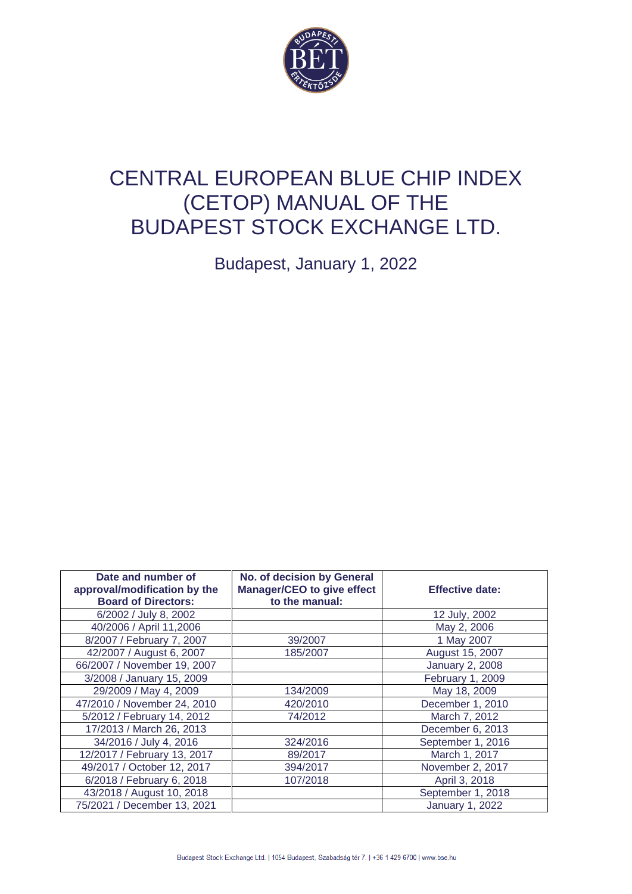# CENTRAL EUROPEAN BLUE CHIP INDEX (CETOP) MANUAL OF THE BUDAPEST STOCK EXCHANGE LTD.

Budapest, January 1, 2022

| Date and number of approval/modification by the Board of Directors: | No. of decision by General Manager/CEO to give effect to the manual: | Effective date: |
|---|---|---|
| 6/2002 / July 8, 2002 | | 12 July, 2002 |
| 40/2006 / April 11,2006 | | May 2, 2006 |
| 8/2007 / February 7, 2007 | 39/2007 | 1 May 2007 |
| 42/2007 / August 6, 2007 | 185/2007 | August 15, 2007 |
| 66/2007 / November 19, 2007 | | January 2, 2008 |
| 3/2008 / January 15, 2009 | | February 1, 2009 |
| 29/2009 / May 4, 2009 | 134/2009 | May 18, 2009 |
| 47/2010 / November 24, 2010 | 420/2010 | December 1, 2010 |
| 5/2012 / February 14, 2012 | 74/2012 | March 7, 2012 |
| 17/2013 / March 26, 2013 | | December 6, 2013 |
| 34/2016 / July 4, 2016 | 324/2016 | September 1, 2016 |
| 12/2017 / February 13, 2017 | 89/2017 | March 1, 2017 |
| 49/2017 / October 12, 2017 | 394/2017 | November 2, 2017 |
| 6/2018 / February 6, 2018 | 107/2018 | April 3, 2018 |
| 43/2018 / August 10, 2018 | | September 1, 2018 |
| 75/2021 / December 13, 2021 | | January 1, 2022 |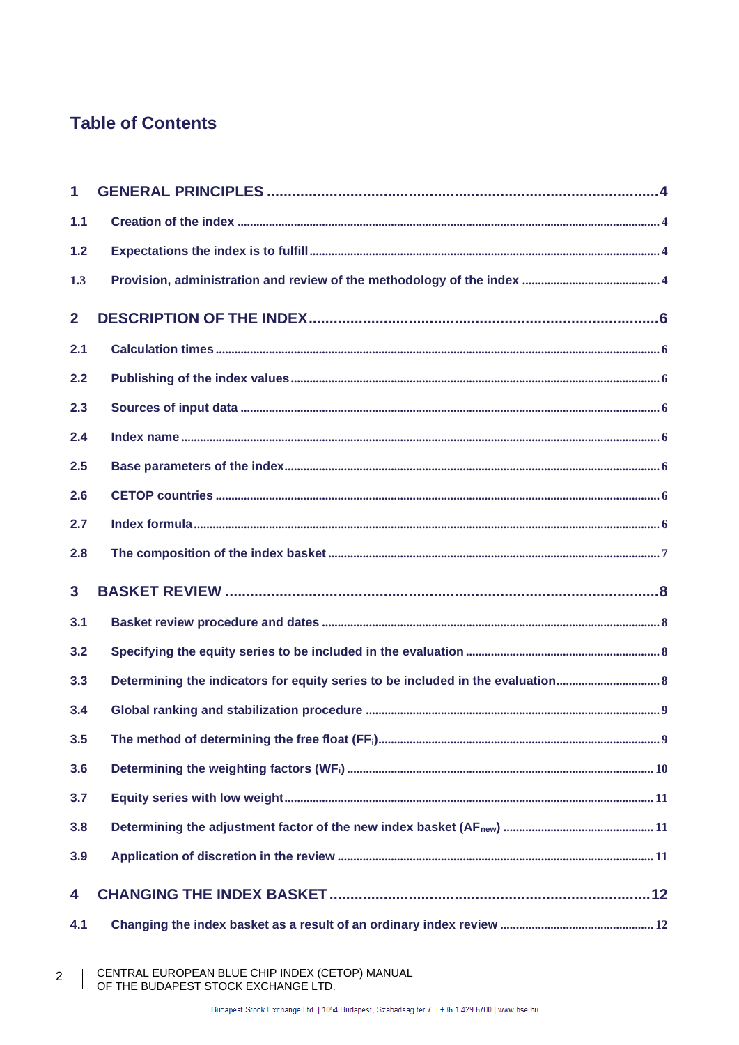## Table of Contents

**1 GENERAL PRINCIPLES ....... 4**

- 1.1 Creation of the index ....... 4
- 1.2 Expectations the index is to fulfill ....... 4
- 1.3 Provision, administration and review of the methodology of the index ....... 4

**2 DESCRIPTION OF THE INDEX ....... 6**

- 2.1 Calculation times ....... 6
- 2.2 Publishing of the index values ....... 6
- 2.3 Sources of input data ....... 6
- 2.4 Index name ....... 6
- 2.5 Base parameters of the index ....... 6
- 2.6 CETOP countries ....... 6
- 2.7 Index formula ....... 6
- 2.8 The composition of the index basket ....... 7

**3 BASKET REVIEW ....... 8**

- 3.1 Basket review procedure and dates ....... 8
- 3.2 Specifying the equity series to be included in the evaluation ....... 8
- 3.3 Determining the indicators for equity series to be included in the evaluation ....... 8
- 3.4 Global ranking and stabilization procedure ....... 9
- 3.5 The method of determining the free float ($FF_i$) ....... 9
- 3.6 Determining the weighting factors ($WF_i$) ....... 10
- 3.7 Equity series with low weight ....... 11
- 3.8 Determining the adjustment factor of the new index basket ($AF_{new}$) ....... 11
- 3.9 Application of discretion in the review ....... 11

**4 CHANGING THE INDEX BASKET ....... 12**

- 4.1 Changing the index basket as a result of an ordinary index review ....... 12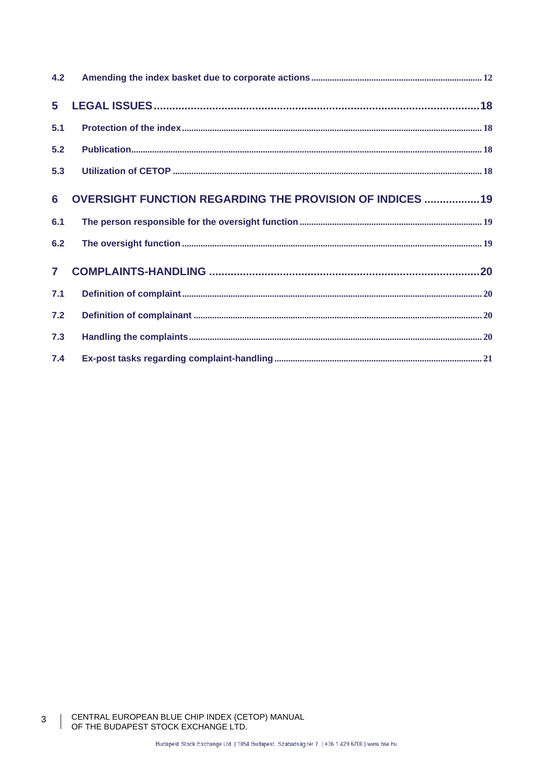4.2 Amending the index basket due to corporate actions ..... 12

5 LEGAL ISSUES ..... 18

5.1 Protection of the index ..... 18

5.2 Publication ..... 18

5.3 Utilization of CETOP ..... 18

6 OVERSIGHT FUNCTION REGARDING THE PROVISION OF INDICES ..... 19

6.1 The person responsible for the oversight function ..... 19

6.2 The oversight function ..... 19

7 COMPLAINTS-HANDLING ..... 20

7.1 Definition of complaint ..... 20

7.2 Definition of complainant ..... 20

7.3 Handling the complaints ..... 20

7.4 Ex-post tasks regarding complaint-handling ..... 21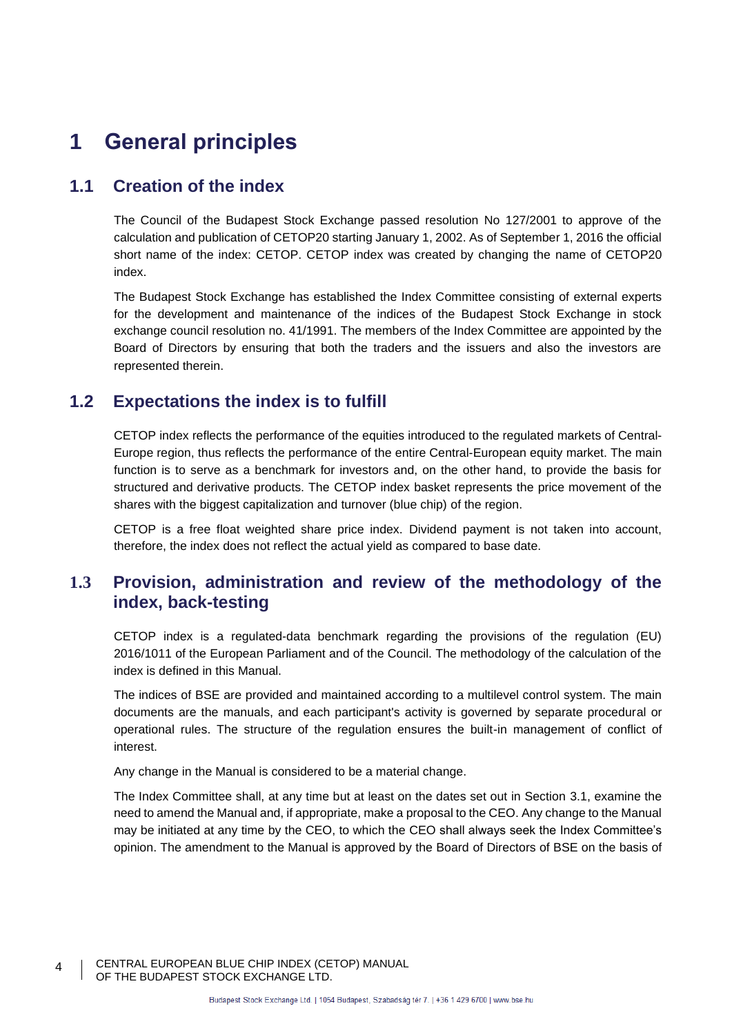# 1 General principles

## 1.1 Creation of the index

The Council of the Budapest Stock Exchange passed resolution No 127/2001 to approve of the calculation and publication of CETOP20 starting January 1, 2002. As of September 1, 2016 the official short name of the index: CETOP. CETOP index was created by changing the name of CETOP20 index.

The Budapest Stock Exchange has established the Index Committee consisting of external experts for the development and maintenance of the indices of the Budapest Stock Exchange in stock exchange council resolution no. 41/1991. The members of the Index Committee are appointed by the Board of Directors by ensuring that both the traders and the issuers and also the investors are represented therein.

## 1.2 Expectations the index is to fulfill

CETOP index reflects the performance of the equities introduced to the regulated markets of Central-Europe region, thus reflects the performance of the entire Central-European equity market. The main function is to serve as a benchmark for investors and, on the other hand, to provide the basis for structured and derivative products. The CETOP index basket represents the price movement of the shares with the biggest capitalization and turnover (blue chip) of the region.

CETOP is a free float weighted share price index. Dividend payment is not taken into account, therefore, the index does not reflect the actual yield as compared to base date.

## 1.3 Provision, administration and review of the methodology of the index, back-testing

CETOP index is a regulated-data benchmark regarding the provisions of the regulation (EU) 2016/1011 of the European Parliament and of the Council. The methodology of the calculation of the index is defined in this Manual.

The indices of BSE are provided and maintained according to a multilevel control system. The main documents are the manuals, and each participant's activity is governed by separate procedural or operational rules. The structure of the regulation ensures the built-in management of conflict of interest.

Any change in the Manual is considered to be a material change.

The Index Committee shall, at any time but at least on the dates set out in Section 3.1, examine the need to amend the Manual and, if appropriate, make a proposal to the CEO. Any change to the Manual may be initiated at any time by the CEO, to which the CEO shall always seek the Index Committee's opinion. The amendment to the Manual is approved by the Board of Directors of BSE on the basis of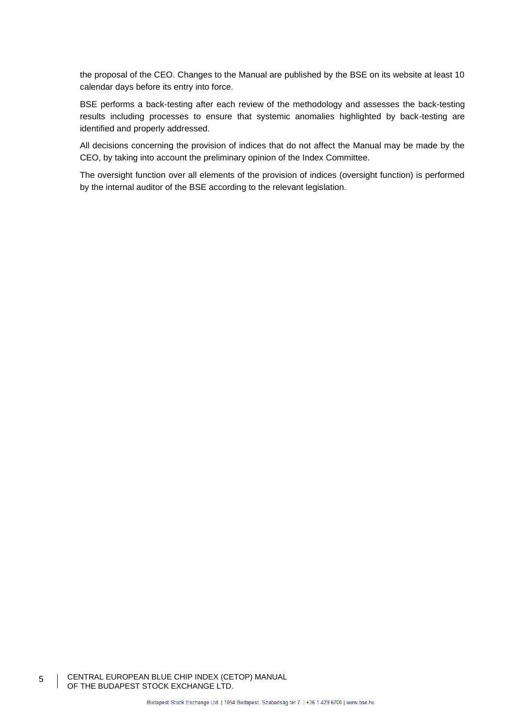the proposal of the CEO. Changes to the Manual are published by the BSE on its website at least 10 calendar days before its entry into force.

BSE performs a back-testing after each review of the methodology and assesses the back-testing results including processes to ensure that systemic anomalies highlighted by back-testing are identified and properly addressed.

All decisions concerning the provision of indices that do not affect the Manual may be made by the CEO, by taking into account the preliminary opinion of the Index Committee.

The oversight function over all elements of the provision of indices (oversight function) is performed by the internal auditor of the BSE according to the relevant legislation.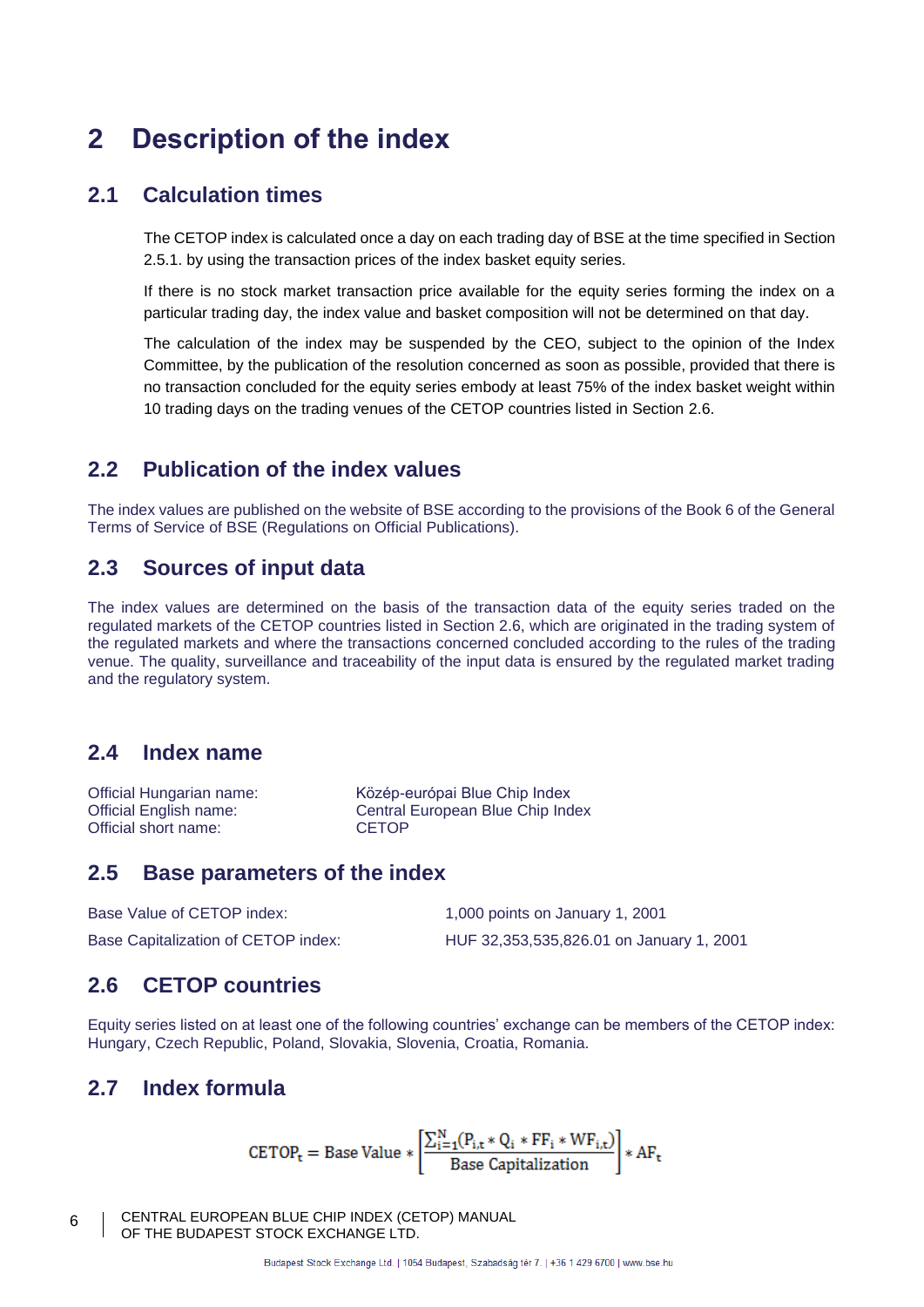# 2 Description of the index

## 2.1 Calculation times

The CETOP index is calculated once a day on each trading day of BSE at the time specified in Section 2.5.1. by using the transaction prices of the index basket equity series.

If there is no stock market transaction price available for the equity series forming the index on a particular trading day, the index value and basket composition will not be determined on that day.

The calculation of the index may be suspended by the CEO, subject to the opinion of the Index Committee, by the publication of the resolution concerned as soon as possible, provided that there is no transaction concluded for the equity series embody at least 75% of the index basket weight within 10 trading days on the trading venues of the CETOP countries listed in Section 2.6.

## 2.2 Publication of the index values

The index values are published on the website of BSE according to the provisions of the Book 6 of the General Terms of Service of BSE (Regulations on Official Publications).

## 2.3 Sources of input data

The index values are determined on the basis of the transaction data of the equity series traded on the regulated markets of the CETOP countries listed in Section 2.6, which are originated in the trading system of the regulated markets and where the transactions concerned concluded according to the rules of the trading venue. The quality, surveillance and traceability of the input data is ensured by the regulated market trading and the regulatory system.

## 2.4 Index name

| | |
|---|---|
| Official Hungarian name: | Közép-európai Blue Chip Index |
| Official English name: | Central European Blue Chip Index |
| Official short name: | CETOP |

## 2.5 Base parameters of the index

| | |
|---|---|
| Base Value of CETOP index: | 1,000 points on January 1, 2001 |
| Base Capitalization of CETOP index: | HUF 32,353,535,826.01 on January 1, 2001 |

## 2.6 CETOP countries

Equity series listed on at least one of the following countries' exchange can be members of the CETOP index: Hungary, Czech Republic, Poland, Slovakia, Slovenia, Croatia, Romania.

## 2.7 Index formula

$$\mathrm{CETOP}_t = \text{Base Value} * \left[ \frac{\sum_{i=1}^{N} (P_{i,t} * Q_i * FF_i * WF_{i,t})}{\text{Base Capitalization}} \right] * AF_t$$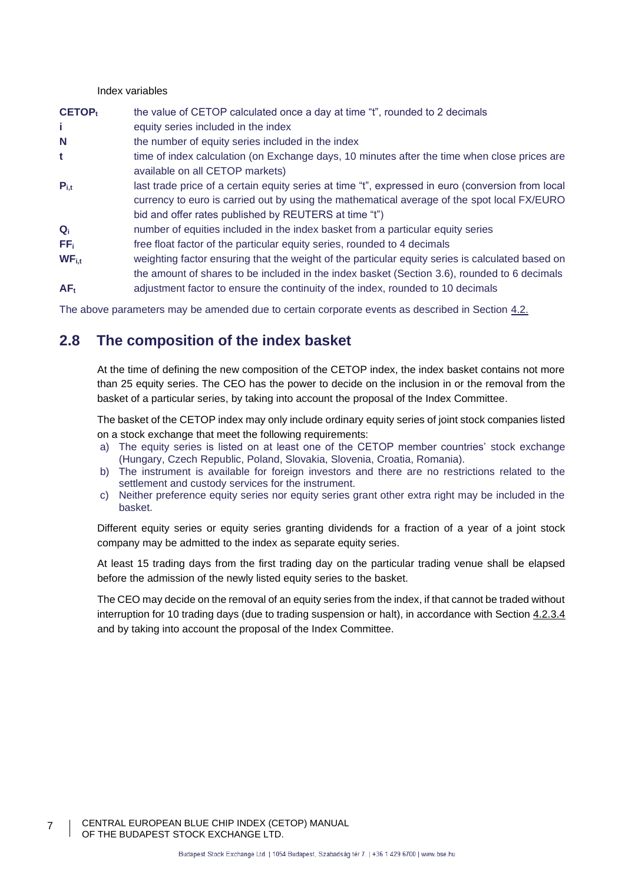Index variables

| | |
|---|---|
| $CETOP_t$ | the value of CETOP calculated once a day at time "t", rounded to 2 decimals |
| $i$ | equity series included in the index |
| $N$ | the number of equity series included in the index |
| $t$ | time of index calculation (on Exchange days, 10 minutes after the time when close prices are available on all CETOP markets) |
| $P_{i,t}$ | last trade price of a certain equity series at time "t", expressed in euro (conversion from local currency to euro is carried out by using the mathematical average of the spot local FX/EURO bid and offer rates published by REUTERS at time "t") |
| $Q_i$ | number of equities included in the index basket from a particular equity series |
| $FF_i$ | free float factor of the particular equity series, rounded to 4 decimals |
| $WF_{i,t}$ | weighting factor ensuring that the weight of the particular equity series is calculated based on the amount of shares to be included in the index basket (Section 3.6), rounded to 6 decimals |
| $AF_t$ | adjustment factor to ensure the continuity of the index, rounded to 10 decimals |

The above parameters may be amended due to certain corporate events as described in Section 4.2.

## 2.8 The composition of the index basket

At the time of defining the new composition of the CETOP index, the index basket contains not more than 25 equity series. The CEO has the power to decide on the inclusion in or the removal from the basket of a particular series, by taking into account the proposal of the Index Committee.

The basket of the CETOP index may only include ordinary equity series of joint stock companies listed on a stock exchange that meet the following requirements:

a) The equity series is listed on at least one of the CETOP member countries' stock exchange (Hungary, Czech Republic, Poland, Slovakia, Slovenia, Croatia, Romania).
b) The instrument is available for foreign investors and there are no restrictions related to the settlement and custody services for the instrument.
c) Neither preference equity series nor equity series grant other extra right may be included in the basket.

Different equity series or equity series granting dividends for a fraction of a year of a joint stock company may be admitted to the index as separate equity series.

At least 15 trading days from the first trading day on the particular trading venue shall be elapsed before the admission of the newly listed equity series to the basket.

The CEO may decide on the removal of an equity series from the index, if that cannot be traded without interruption for 10 trading days (due to trading suspension or halt), in accordance with Section 4.2.3.4 and by taking into account the proposal of the Index Committee.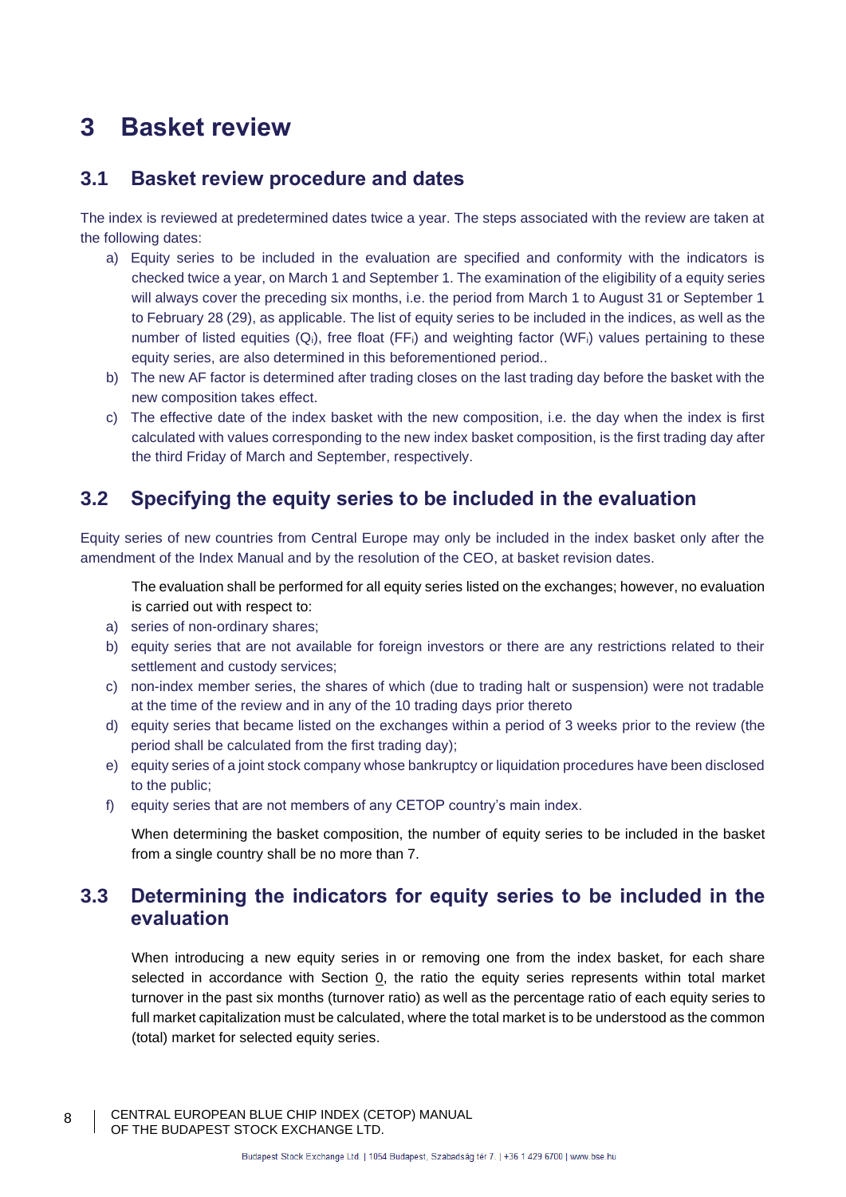# 3 Basket review

## 3.1 Basket review procedure and dates

The index is reviewed at predetermined dates twice a year. The steps associated with the review are taken at the following dates:

a) Equity series to be included in the evaluation are specified and conformity with the indicators is checked twice a year, on March 1 and September 1. The examination of the eligibility of a equity series will always cover the preceding six months, i.e. the period from March 1 to August 31 or September 1 to February 28 (29), as applicable. The list of equity series to be included in the indices, as well as the number of listed equities ($Q_i$), free float ($FF_i$) and weighting factor ($WF_i$) values pertaining to these equity series, are also determined in this beforementioned period..
b) The new AF factor is determined after trading closes on the last trading day before the basket with the new composition takes effect.
c) The effective date of the index basket with the new composition, i.e. the day when the index is first calculated with values corresponding to the new index basket composition, is the first trading day after the third Friday of March and September, respectively.

## 3.2 Specifying the equity series to be included in the evaluation

Equity series of new countries from Central Europe may only be included in the index basket only after the amendment of the Index Manual and by the resolution of the CEO, at basket revision dates.

The evaluation shall be performed for all equity series listed on the exchanges; however, no evaluation is carried out with respect to:

a) series of non-ordinary shares;
b) equity series that are not available for foreign investors or there are any restrictions related to their settlement and custody services;
c) non-index member series, the shares of which (due to trading halt or suspension) were not tradable at the time of the review and in any of the 10 trading days prior thereto
d) equity series that became listed on the exchanges within a period of 3 weeks prior to the review (the period shall be calculated from the first trading day);
e) equity series of a joint stock company whose bankruptcy or liquidation procedures have been disclosed to the public;
f) equity series that are not members of any CETOP country's main index.

When determining the basket composition, the number of equity series to be included in the basket from a single country shall be no more than 7.

## 3.3 Determining the indicators for equity series to be included in the evaluation

When introducing a new equity series in or removing one from the index basket, for each share selected in accordance with Section 0, the ratio the equity series represents within total market turnover in the past six months (turnover ratio) as well as the percentage ratio of each equity series to full market capitalization must be calculated, where the total market is to be understood as the common (total) market for selected equity series.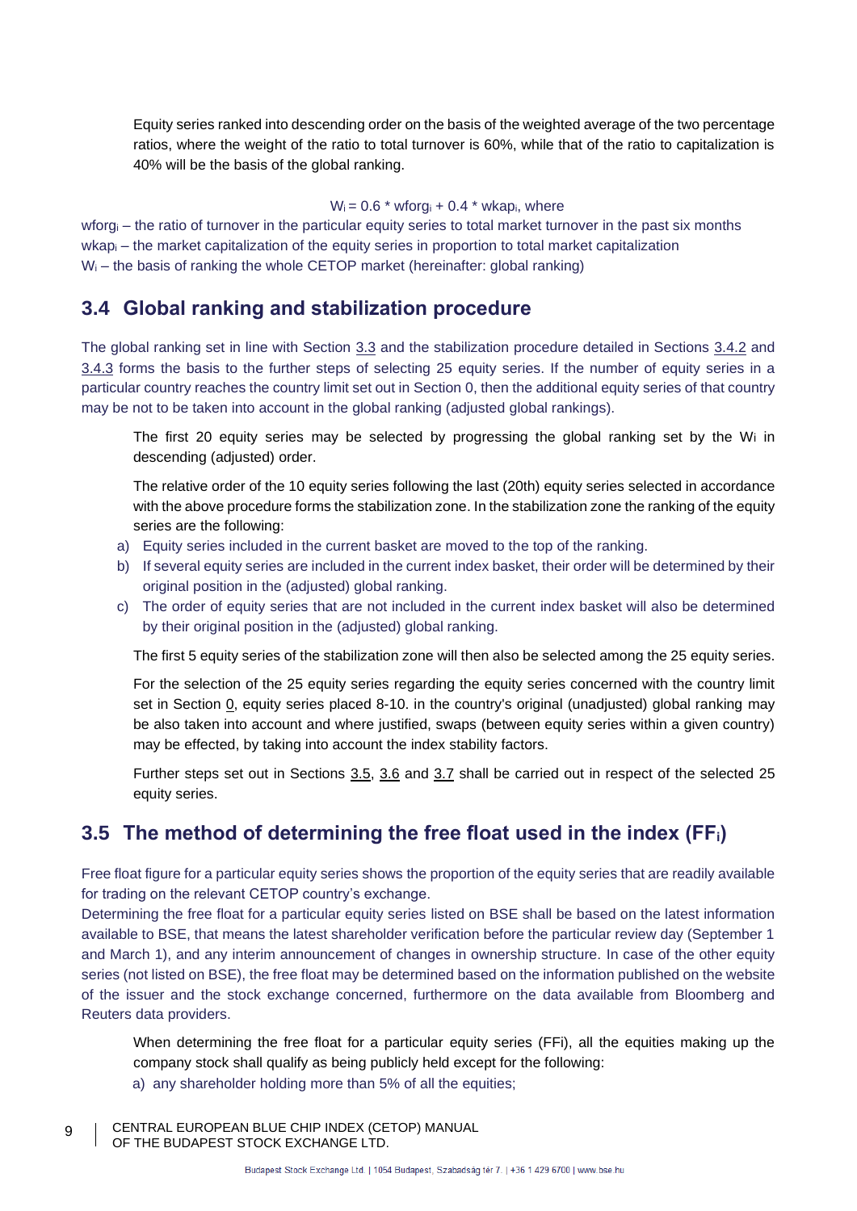Equity series ranked into descending order on the basis of the weighted average of the two percentage ratios, where the weight of the ratio to total turnover is 60%, while that of the ratio to capitalization is 40% will be the basis of the global ranking.

$$W_i = 0.6 * wforg_i + 0.4 * wkap_i, \text{ where}$$

$wforg_i$ – the ratio of turnover in the particular equity series to total market turnover in the past six months
$wkap_i$ – the market capitalization of the equity series in proportion to total market capitalization
$W_i$ – the basis of ranking the whole CETOP market (hereinafter: global ranking)

## 3.4 Global ranking and stabilization procedure

The global ranking set in line with Section 3.3 and the stabilization procedure detailed in Sections 3.4.2 and 3.4.3 forms the basis to the further steps of selecting 25 equity series. If the number of equity series in a particular country reaches the country limit set out in Section 0, then the additional equity series of that country may be not to be taken into account in the global ranking (adjusted global rankings).

The first 20 equity series may be selected by progressing the global ranking set by the $W_i$ in descending (adjusted) order.

The relative order of the 10 equity series following the last (20th) equity series selected in accordance with the above procedure forms the stabilization zone. In the stabilization zone the ranking of the equity series are the following:

a) Equity series included in the current basket are moved to the top of the ranking.
b) If several equity series are included in the current index basket, their order will be determined by their original position in the (adjusted) global ranking.
c) The order of equity series that are not included in the current index basket will also be determined by their original position in the (adjusted) global ranking.

The first 5 equity series of the stabilization zone will then also be selected among the 25 equity series.

For the selection of the 25 equity series regarding the equity series concerned with the country limit set in Section 0, equity series placed 8-10. in the country's original (unadjusted) global ranking may be also taken into account and where justified, swaps (between equity series within a given country) may be effected, by taking into account the index stability factors.

Further steps set out in Sections 3.5, 3.6 and 3.7 shall be carried out in respect of the selected 25 equity series.

## 3.5 The method of determining the free float used in the index ($FF_i$)

Free float figure for a particular equity series shows the proportion of the equity series that are readily available for trading on the relevant CETOP country's exchange.
Determining the free float for a particular equity series listed on BSE shall be based on the latest information available to BSE, that means the latest shareholder verification before the particular review day (September 1 and March 1), and any interim announcement of changes in ownership structure. In case of the other equity series (not listed on BSE), the free float may be determined based on the information published on the website of the issuer and the stock exchange concerned, furthermore on the data available from Bloomberg and Reuters data providers.

When determining the free float for a particular equity series ($FF_i$), all the equities making up the company stock shall qualify as being publicly held except for the following:

a) any shareholder holding more than 5% of all the equities;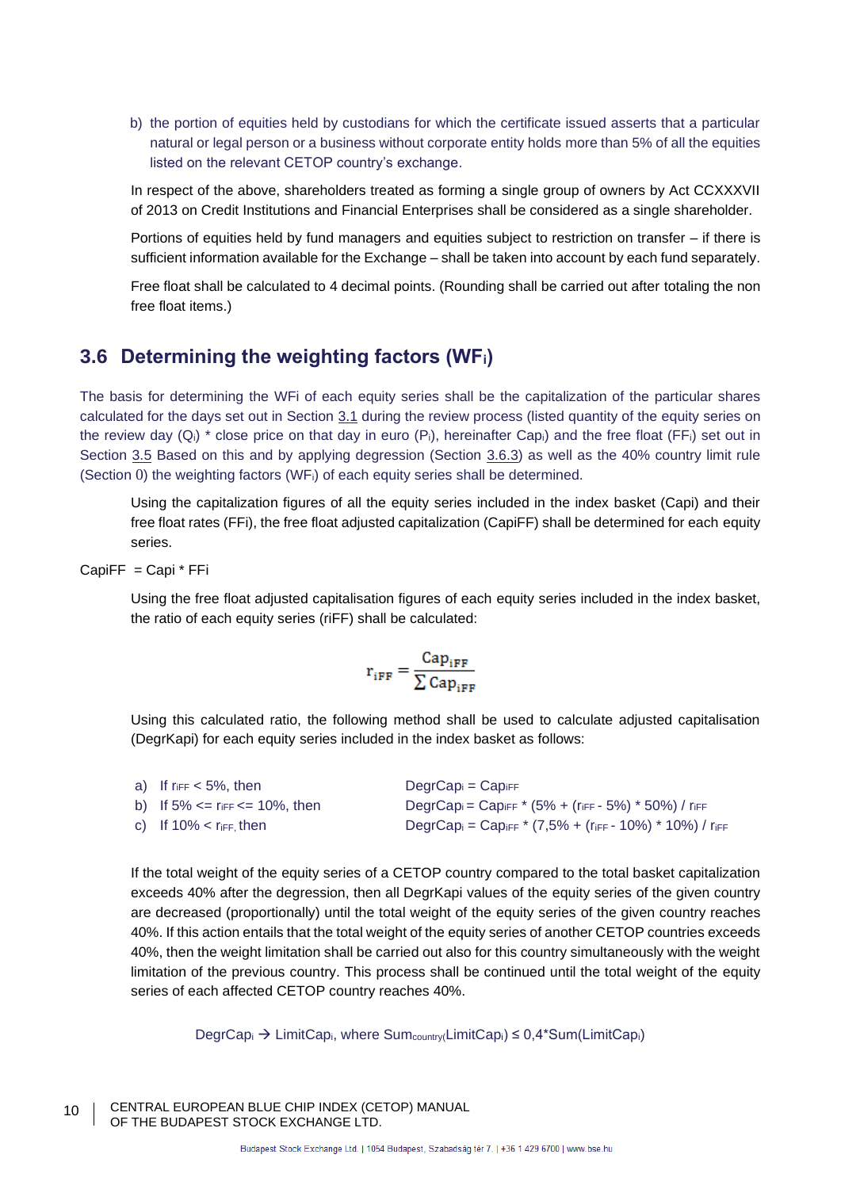b) the portion of equities held by custodians for which the certificate issued asserts that a particular natural or legal person or a business without corporate entity holds more than 5% of all the equities listed on the relevant CETOP country's exchange.

In respect of the above, shareholders treated as forming a single group of owners by Act CCXXXVII of 2013 on Credit Institutions and Financial Enterprises shall be considered as a single shareholder.

Portions of equities held by fund managers and equities subject to restriction on transfer – if there is sufficient information available for the Exchange – shall be taken into account by each fund separately.

Free float shall be calculated to 4 decimal points. (Rounding shall be carried out after totaling the non free float items.)

## 3.6 Determining the weighting factors ($WF_i$)

The basis for determining the WFi of each equity series shall be the capitalization of the particular shares calculated for the days set out in Section 3.1 during the review process (listed quantity of the equity series on the review day ($Q_i$) * close price on that day in euro ($P_i$), hereinafter $Cap_i$) and the free float ($FF_i$) set out in Section 3.5 Based on this and by applying degression (Section 3.6.3) as well as the 40% country limit rule (Section 0) the weighting factors ($WF_i$) of each equity series shall be determined.

Using the capitalization figures of all the equity series included in the index basket (Capi) and their free float rates (FFi), the free float adjusted capitalization (CapiFF) shall be determined for each equity series.

CapiFF = Capi * FFi

Using the free float adjusted capitalisation figures of each equity series included in the index basket, the ratio of each equity series (riFF) shall be calculated:

$$r_{iFF} = \frac{Cap_{iFF}}{\sum Cap_{iFF}}$$

Using this calculated ratio, the following method shall be used to calculate adjusted capitalisation (DegrKapi) for each equity series included in the index basket as follows:

a) If $r_{iFF} < 5\%$, then $DegrCap_i = Cap_{iFF}$

b) If $5\% \le r_{iFF} \le 10\%$, then $DegrCap_i = Cap_{iFF} * (5\% + (r_{iFF} - 5\%) * 50\%) / r_{iFF}$

c) If $10\% < r_{iFF}$, then $DegrCap_i = Cap_{iFF} * (7{,}5\% + (r_{iFF} - 10\%) * 10\%) / r_{iFF}$

If the total weight of the equity series of a CETOP country compared to the total basket capitalization exceeds 40% after the degression, then all DegrKapi values of the equity series of the given country are decreased (proportionally) until the total weight of the equity series of the given country reaches 40%. If this action entails that the total weight of the equity series of another CETOP countries exceeds 40%, then the weight limitation shall be carried out also for this country simultaneously with the weight limitation of the previous country. This process shall be continued until the total weight of the equity series of each affected CETOP country reaches 40%.

$DegrCap_i \rightarrow LimitCap_i$, where $Sum_{country}(LimitCap_i) \le 0{,}4*Sum(LimitCap_i)$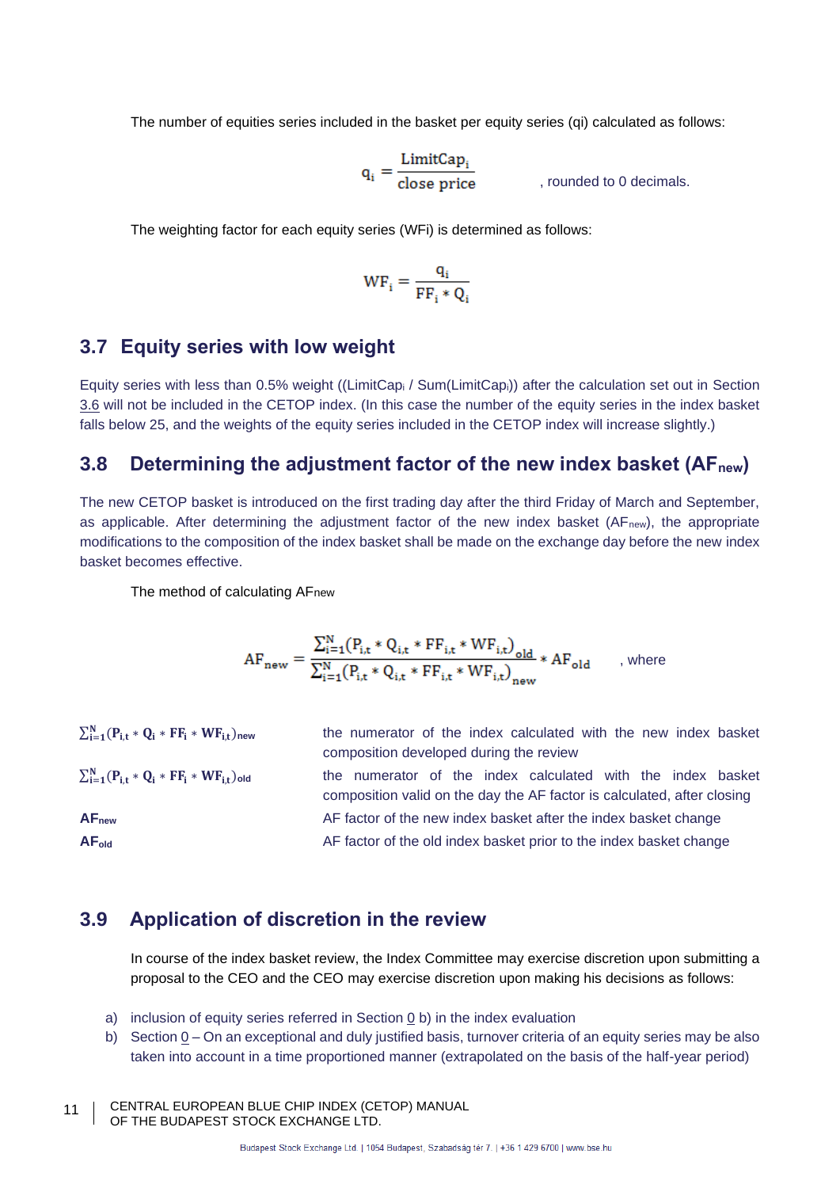The number of equities series included in the basket per equity series (qi) calculated as follows:

$$q_i = \frac{\text{LimitCap}_i}{\text{close price}}$$

, rounded to 0 decimals.

The weighting factor for each equity series (WFi) is determined as follows:

$$WF_i = \frac{q_i}{FF_i * Q_i}$$

## 3.7 Equity series with low weight

Equity series with less than 0.5% weight ((LimitCap$_i$ / Sum(LimitCap$_i$)) after the calculation set out in Section 3.6 will not be included in the CETOP index. (In this case the number of the equity series in the index basket falls below 25, and the weights of the equity series included in the CETOP index will increase slightly.)

## 3.8 Determining the adjustment factor of the new index basket ($AF_{new}$)

The new CETOP basket is introduced on the first trading day after the third Friday of March and September, as applicable. After determining the adjustment factor of the new index basket ($AF_{new}$), the appropriate modifications to the composition of the index basket shall be made on the exchange day before the new index basket becomes effective.

The method of calculating $AF_{new}$

$$AF_{new} = \frac{\sum_{i=1}^{N}(P_{i,t} * Q_{i,t} * FF_{i,t} * WF_{i,t})_{old}}{\sum_{i=1}^{N}(P_{i,t} * Q_{i,t} * FF_{i,t} * WF_{i,t})_{new}} * AF_{old}$$

, where

| | |
|---|---|
| $\sum_{i=1}^{N}(P_{i,t} * Q_i * FF_i * WF_{i,t})_{new}$ | the numerator of the index calculated with the new index basket composition developed during the review |
| $\sum_{i=1}^{N}(P_{i,t} * Q_i * FF_i * WF_{i,t})_{old}$ | the numerator of the index calculated with the index basket composition valid on the day the AF factor is calculated, after closing |
| **$AF_{new}$** | AF factor of the new index basket after the index basket change |
| **$AF_{old}$** | AF factor of the old index basket prior to the index basket change |

## 3.9 Application of discretion in the review

In course of the index basket review, the Index Committee may exercise discretion upon submitting a proposal to the CEO and the CEO may exercise discretion upon making his decisions as follows:

a) inclusion of equity series referred in Section 0 b) in the index evaluation
b) Section 0 – On an exceptional and duly justified basis, turnover criteria of an equity series may be also taken into account in a time proportioned manner (extrapolated on the basis of the half-year period)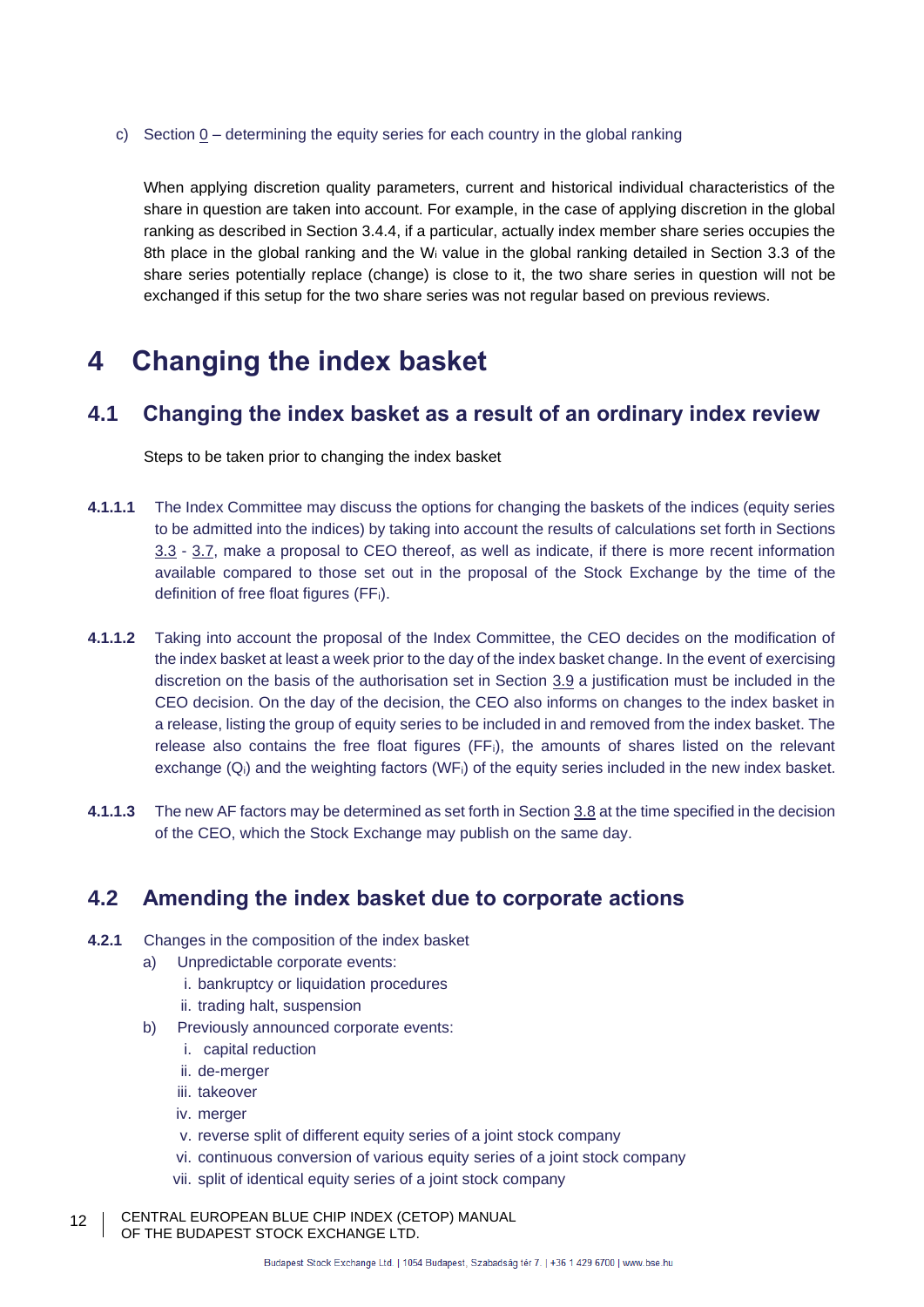c) Section 0 – determining the equity series for each country in the global ranking

When applying discretion quality parameters, current and historical individual characteristics of the share in question are taken into account. For example, in the case of applying discretion in the global ranking as described in Section 3.4.4, if a particular, actually index member share series occupies the 8th place in the global ranking and the $W_i$ value in the global ranking detailed in Section 3.3 of the share series potentially replace (change) is close to it, the two share series in question will not be exchanged if this setup for the two share series was not regular based on previous reviews.

# 4 Changing the index basket

## 4.1 Changing the index basket as a result of an ordinary index review

Steps to be taken prior to changing the index basket

**4.1.1.1** The Index Committee may discuss the options for changing the baskets of the indices (equity series to be admitted into the indices) by taking into account the results of calculations set forth in Sections 3.3 - 3.7, make a proposal to CEO thereof, as well as indicate, if there is more recent information available compared to those set out in the proposal of the Stock Exchange by the time of the definition of free float figures ($FF_i$).

**4.1.1.2** Taking into account the proposal of the Index Committee, the CEO decides on the modification of the index basket at least a week prior to the day of the index basket change. In the event of exercising discretion on the basis of the authorisation set in Section 3.9 a justification must be included in the CEO decision. On the day of the decision, the CEO also informs on changes to the index basket in a release, listing the group of equity series to be included in and removed from the index basket. The release also contains the free float figures ($FF_i$), the amounts of shares listed on the relevant exchange ($Q_i$) and the weighting factors ($WF_i$) of the equity series included in the new index basket.

**4.1.1.3** The new AF factors may be determined as set forth in Section 3.8 at the time specified in the decision of the CEO, which the Stock Exchange may publish on the same day.

## 4.2 Amending the index basket due to corporate actions

**4.2.1** Changes in the composition of the index basket

a) Unpredictable corporate events:
   i. bankruptcy or liquidation procedures
   ii. trading halt, suspension

b) Previously announced corporate events:
   i. capital reduction
   ii. de-merger
   iii. takeover
   iv. merger
   v. reverse split of different equity series of a joint stock company
   vi. continuous conversion of various equity series of a joint stock company
   vii. split of identical equity series of a joint stock company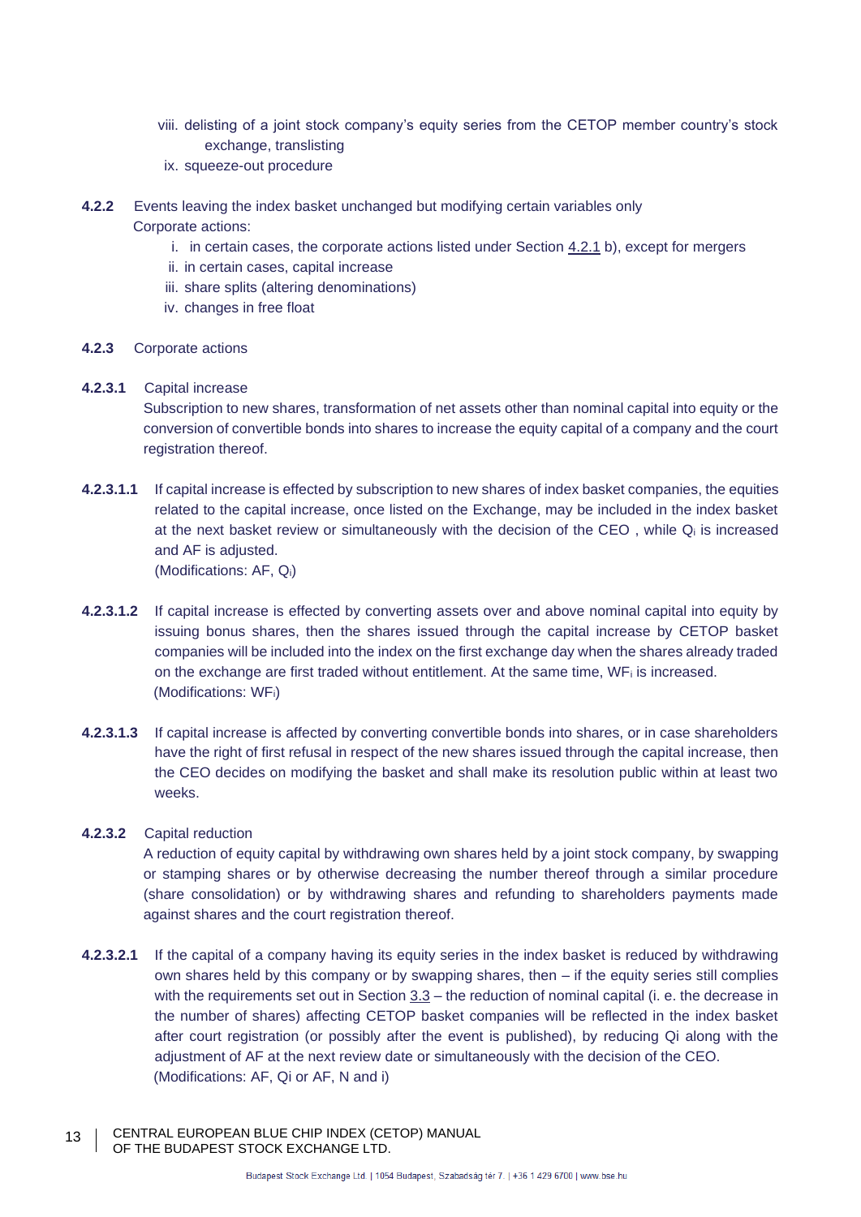viii. delisting of a joint stock company's equity series from the CETOP member country's stock exchange, translisting
ix. squeeze-out procedure

**4.2.2** Events leaving the index basket unchanged but modifying certain variables only

Corporate actions:

i. in certain cases, the corporate actions listed under Section 4.2.1 b), except for mergers
ii. in certain cases, capital increase
iii. share splits (altering denominations)
iv. changes in free float

**4.2.3** Corporate actions

**4.2.3.1** Capital increase

Subscription to new shares, transformation of net assets other than nominal capital into equity or the conversion of convertible bonds into shares to increase the equity capital of a company and the court registration thereof.

**4.2.3.1.1** If capital increase is effected by subscription to new shares of index basket companies, the equities related to the capital increase, once listed on the Exchange, may be included in the index basket at the next basket review or simultaneously with the decision of the CEO , while $Q_i$ is increased and AF is adjusted.
(Modifications: AF, $Q_i$)

**4.2.3.1.2** If capital increase is effected by converting assets over and above nominal capital into equity by issuing bonus shares, then the shares issued through the capital increase by CETOP basket companies will be included into the index on the first exchange day when the shares already traded on the exchange are first traded without entitlement. At the same time, $WF_i$ is increased.
(Modifications: $WF_i$)

**4.2.3.1.3** If capital increase is affected by converting convertible bonds into shares, or in case shareholders have the right of first refusal in respect of the new shares issued through the capital increase, then the CEO decides on modifying the basket and shall make its resolution public within at least two weeks.

**4.2.3.2** Capital reduction

A reduction of equity capital by withdrawing own shares held by a joint stock company, by swapping or stamping shares or by otherwise decreasing the number thereof through a similar procedure (share consolidation) or by withdrawing shares and refunding to shareholders payments made against shares and the court registration thereof.

**4.2.3.2.1** If the capital of a company having its equity series in the index basket is reduced by withdrawing own shares held by this company or by swapping shares, then – if the equity series still complies with the requirements set out in Section 3.3 – the reduction of nominal capital (i. e. the decrease in the number of shares) affecting CETOP basket companies will be reflected in the index basket after court registration (or possibly after the event is published), by reducing Qi along with the adjustment of AF at the next review date or simultaneously with the decision of the CEO.
(Modifications: AF, Qi or AF, N and i)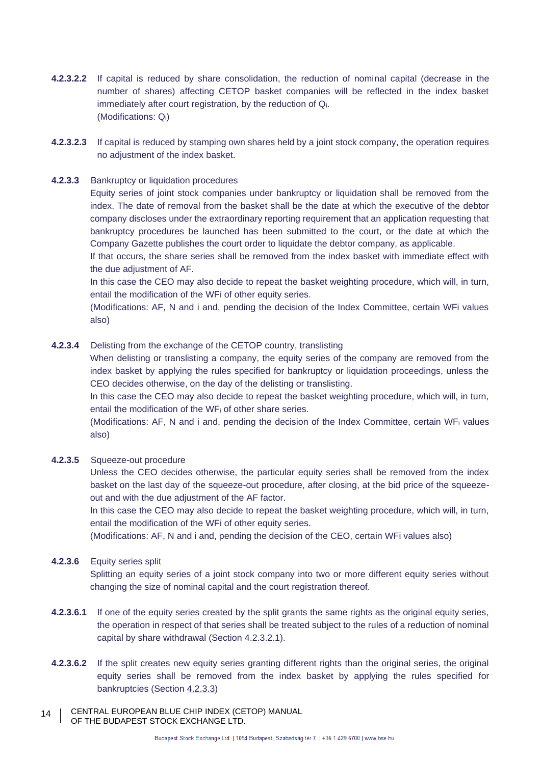**4.2.3.2.2** If capital is reduced by share consolidation, the reduction of nominal capital (decrease in the number of shares) affecting CETOP basket companies will be reflected in the index basket immediately after court registration, by the reduction of $Q_i$.
(Modifications: $Q_i$)

**4.2.3.2.3** If capital is reduced by stamping own shares held by a joint stock company, the operation requires no adjustment of the index basket.

**4.2.3.3** Bankruptcy or liquidation procedures

Equity series of joint stock companies under bankruptcy or liquidation shall be removed from the index. The date of removal from the basket shall be the date at which the executive of the debtor company discloses under the extraordinary reporting requirement that an application requesting that bankruptcy procedures be launched has been submitted to the court, or the date at which the Company Gazette publishes the court order to liquidate the debtor company, as applicable.

If that occurs, the share series shall be removed from the index basket with immediate effect with the due adjustment of AF.

In this case the CEO may also decide to repeat the basket weighting procedure, which will, in turn, entail the modification of the WFi of other equity series.

(Modifications: AF, N and i and, pending the decision of the Index Committee, certain WFi values also)

**4.2.3.4** Delisting from the exchange of the CETOP country, translisting

When delisting or translisting a company, the equity series of the company are removed from the index basket by applying the rules specified for bankruptcy or liquidation proceedings, unless the CEO decides otherwise, on the day of the delisting or translisting.

In this case the CEO may also decide to repeat the basket weighting procedure, which will, in turn, entail the modification of the $WF_i$ of other share series.

(Modifications: AF, N and i and, pending the decision of the Index Committee, certain $WF_i$ values also)

**4.2.3.5** Squeeze-out procedure

Unless the CEO decides otherwise, the particular equity series shall be removed from the index basket on the last day of the squeeze-out procedure, after closing, at the bid price of the squeeze-out and with the due adjustment of the AF factor.

In this case the CEO may also decide to repeat the basket weighting procedure, which will, in turn, entail the modification of the WFi of other equity series.

(Modifications: AF, N and i and, pending the decision of the CEO, certain WFi values also)

**4.2.3.6** Equity series split

Splitting an equity series of a joint stock company into two or more different equity series without changing the size of nominal capital and the court registration thereof.

**4.2.3.6.1** If one of the equity series created by the split grants the same rights as the original equity series, the operation in respect of that series shall be treated subject to the rules of a reduction of nominal capital by share withdrawal (Section 4.2.3.2.1).

**4.2.3.6.2** If the split creates new equity series granting different rights than the original series, the original equity series shall be removed from the index basket by applying the rules specified for bankruptcies (Section 4.2.3.3)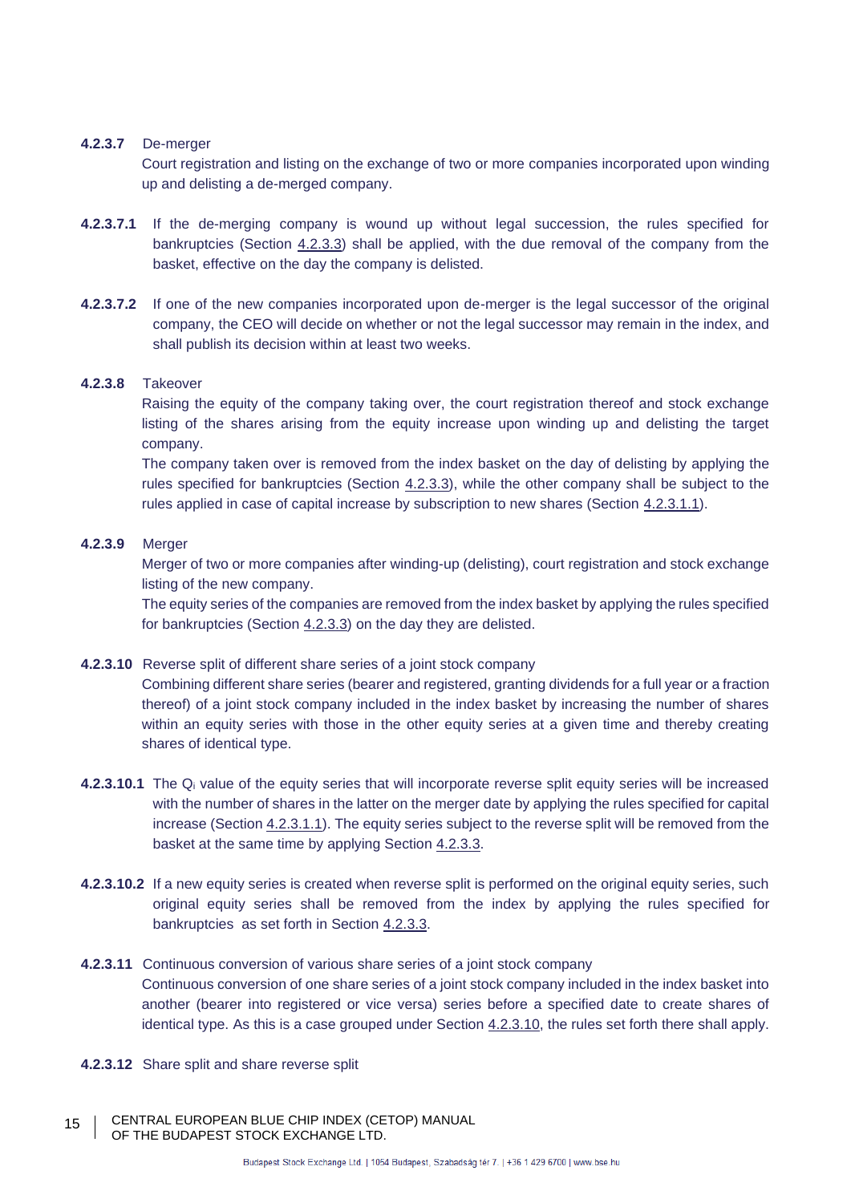**4.2.3.7** De-merger

Court registration and listing on the exchange of two or more companies incorporated upon winding up and delisting a de-merged company.

**4.2.3.7.1** If the de-merging company is wound up without legal succession, the rules specified for bankruptcies (Section 4.2.3.3) shall be applied, with the due removal of the company from the basket, effective on the day the company is delisted.

**4.2.3.7.2** If one of the new companies incorporated upon de-merger is the legal successor of the original company, the CEO will decide on whether or not the legal successor may remain in the index, and shall publish its decision within at least two weeks.

**4.2.3.8** Takeover

Raising the equity of the company taking over, the court registration thereof and stock exchange listing of the shares arising from the equity increase upon winding up and delisting the target company.

The company taken over is removed from the index basket on the day of delisting by applying the rules specified for bankruptcies (Section 4.2.3.3), while the other company shall be subject to the rules applied in case of capital increase by subscription to new shares (Section 4.2.3.1.1).

**4.2.3.9** Merger

Merger of two or more companies after winding-up (delisting), court registration and stock exchange listing of the new company.

The equity series of the companies are removed from the index basket by applying the rules specified for bankruptcies (Section 4.2.3.3) on the day they are delisted.

**4.2.3.10** Reverse split of different share series of a joint stock company

Combining different share series (bearer and registered, granting dividends for a full year or a fraction thereof) of a joint stock company included in the index basket by increasing the number of shares within an equity series with those in the other equity series at a given time and thereby creating shares of identical type.

**4.2.3.10.1** The $Q_i$ value of the equity series that will incorporate reverse split equity series will be increased with the number of shares in the latter on the merger date by applying the rules specified for capital increase (Section 4.2.3.1.1). The equity series subject to the reverse split will be removed from the basket at the same time by applying Section 4.2.3.3.

**4.2.3.10.2** If a new equity series is created when reverse split is performed on the original equity series, such original equity series shall be removed from the index by applying the rules specified for bankruptcies as set forth in Section 4.2.3.3.

**4.2.3.11** Continuous conversion of various share series of a joint stock company

Continuous conversion of one share series of a joint stock company included in the index basket into another (bearer into registered or vice versa) series before a specified date to create shares of identical type. As this is a case grouped under Section 4.2.3.10, the rules set forth there shall apply.

**4.2.3.12** Share split and share reverse split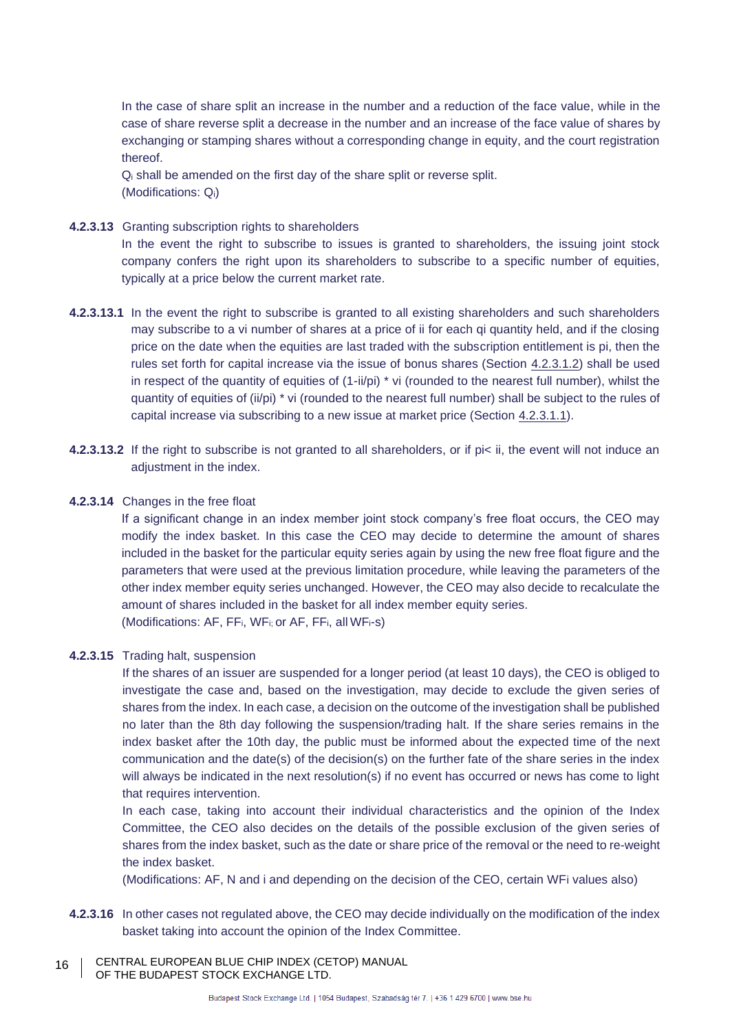In the case of share split an increase in the number and a reduction of the face value, while in the case of share reverse split a decrease in the number and an increase of the face value of shares by exchanging or stamping shares without a corresponding change in equity, and the court registration thereof.

$Q_i$ shall be amended on the first day of the share split or reverse split.
(Modifications: $Q_i$)

**4.2.3.13** Granting subscription rights to shareholders

In the event the right to subscribe to issues is granted to shareholders, the issuing joint stock company confers the right upon its shareholders to subscribe to a specific number of equities, typically at a price below the current market rate.

**4.2.3.13.1** In the event the right to subscribe is granted to all existing shareholders and such shareholders may subscribe to a vi number of shares at a price of ii for each qi quantity held, and if the closing price on the date when the equities are last traded with the subscription entitlement is pi, then the rules set forth for capital increase via the issue of bonus shares (Section 4.2.3.1.2) shall be used in respect of the quantity of equities of (1-ii/pi) * vi (rounded to the nearest full number), whilst the quantity of equities of (ii/pi) * vi (rounded to the nearest full number) shall be subject to the rules of capital increase via subscribing to a new issue at market price (Section 4.2.3.1.1).

**4.2.3.13.2** If the right to subscribe is not granted to all shareholders, or if pi< ii, the event will not induce an adjustment in the index.

**4.2.3.14** Changes in the free float

If a significant change in an index member joint stock company's free float occurs, the CEO may modify the index basket. In this case the CEO may decide to determine the amount of shares included in the basket for the particular equity series again by using the new free float figure and the parameters that were used at the previous limitation procedure, while leaving the parameters of the other index member equity series unchanged. However, the CEO may also decide to recalculate the amount of shares included in the basket for all index member equity series.
(Modifications: AF, $FF_i$, $WF_i$; or AF, $FF_i$, all $WF_i$-s)

**4.2.3.15** Trading halt, suspension

If the shares of an issuer are suspended for a longer period (at least 10 days), the CEO is obliged to investigate the case and, based on the investigation, may decide to exclude the given series of shares from the index. In each case, a decision on the outcome of the investigation shall be published no later than the 8th day following the suspension/trading halt. If the share series remains in the index basket after the 10th day, the public must be informed about the expected time of the next communication and the date(s) of the decision(s) on the further fate of the share series in the index will always be indicated in the next resolution(s) if no event has occurred or news has come to light that requires intervention.

In each case, taking into account their individual characteristics and the opinion of the Index Committee, the CEO also decides on the details of the possible exclusion of the given series of shares from the index basket, such as the date or share price of the removal or the need to re-weight the index basket.
(Modifications: AF, N and i and depending on the decision of the CEO, certain $WF_i$ values also)

**4.2.3.16** In other cases not regulated above, the CEO may decide individually on the modification of the index basket taking into account the opinion of the Index Committee.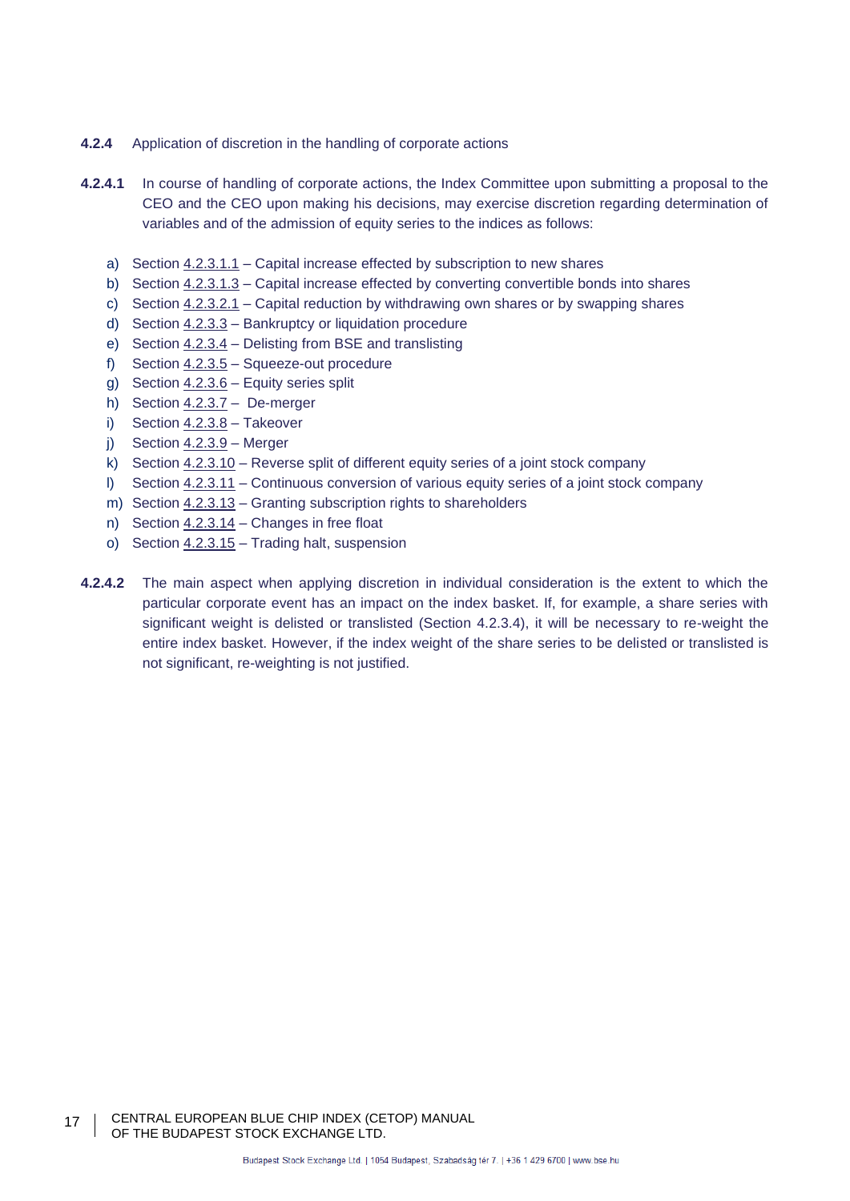### 4.2.4 Application of discretion in the handling of corporate actions

**4.2.4.1** In course of handling of corporate actions, the Index Committee upon submitting a proposal to the CEO and the CEO upon making his decisions, may exercise discretion regarding determination of variables and of the admission of equity series to the indices as follows:

a) Section 4.2.3.1.1 – Capital increase effected by subscription to new shares
b) Section 4.2.3.1.3 – Capital increase effected by converting convertible bonds into shares
c) Section 4.2.3.2.1 – Capital reduction by withdrawing own shares or by swapping shares
d) Section 4.2.3.3 – Bankruptcy or liquidation procedure
e) Section 4.2.3.4 – Delisting from BSE and translisting
f) Section 4.2.3.5 – Squeeze-out procedure
g) Section 4.2.3.6 – Equity series split
h) Section 4.2.3.7 – De-merger
i) Section 4.2.3.8 – Takeover
j) Section 4.2.3.9 – Merger
k) Section 4.2.3.10 – Reverse split of different equity series of a joint stock company
l) Section 4.2.3.11 – Continuous conversion of various equity series of a joint stock company
m) Section 4.2.3.13 – Granting subscription rights to shareholders
n) Section 4.2.3.14 – Changes in free float
o) Section 4.2.3.15 – Trading halt, suspension

**4.2.4.2** The main aspect when applying discretion in individual consideration is the extent to which the particular corporate event has an impact on the index basket. If, for example, a share series with significant weight is delisted or translisted (Section 4.2.3.4), it will be necessary to re-weight the entire index basket. However, if the index weight of the share series to be delisted or translisted is not significant, re-weighting is not justified.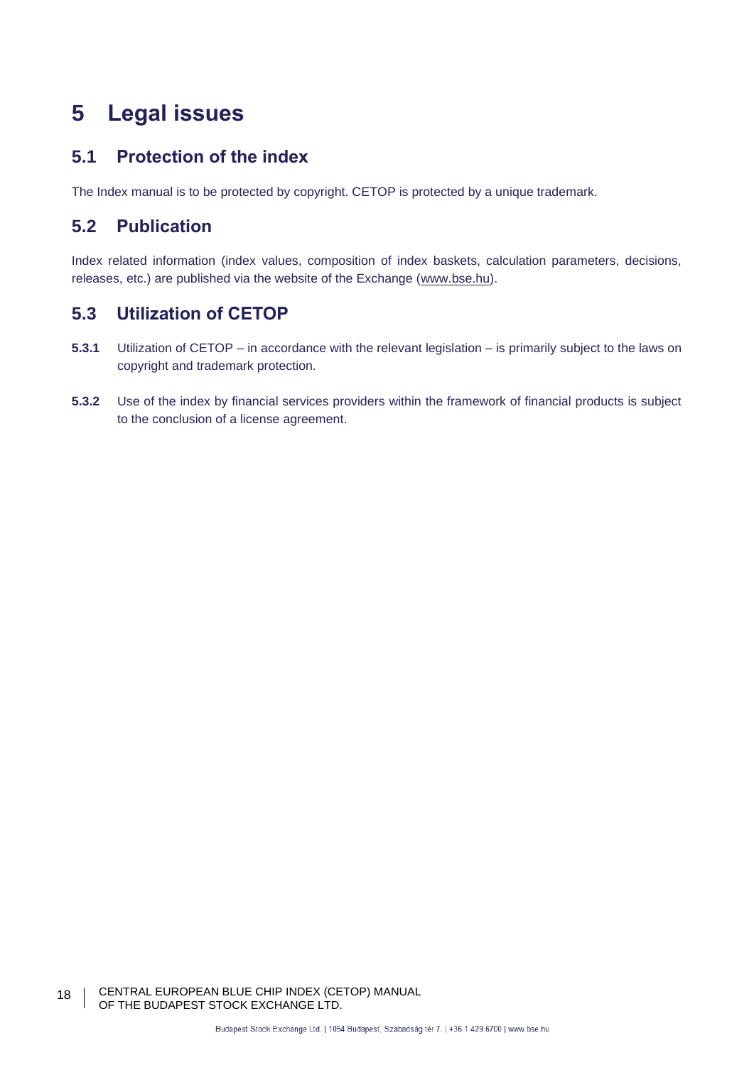# 5 Legal issues

## 5.1 Protection of the index

The Index manual is to be protected by copyright. CETOP is protected by a unique trademark.

## 5.2 Publication

Index related information (index values, composition of index baskets, calculation parameters, decisions, releases, etc.) are published via the website of the Exchange (www.bse.hu).

## 5.3 Utilization of CETOP

**5.3.1** Utilization of CETOP – in accordance with the relevant legislation – is primarily subject to the laws on copyright and trademark protection.

**5.3.2** Use of the index by financial services providers within the framework of financial products is subject to the conclusion of a license agreement.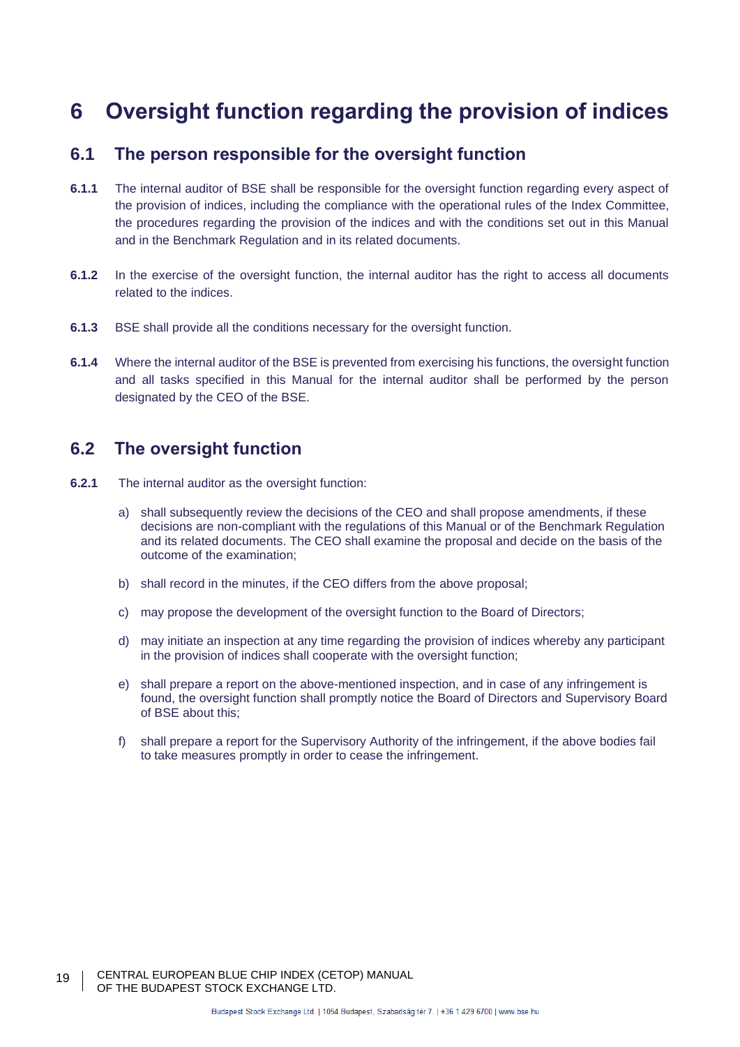# 6 Oversight function regarding the provision of indices

## 6.1 The person responsible for the oversight function

**6.1.1** The internal auditor of BSE shall be responsible for the oversight function regarding every aspect of the provision of indices, including the compliance with the operational rules of the Index Committee, the procedures regarding the provision of the indices and with the conditions set out in this Manual and in the Benchmark Regulation and in its related documents.

**6.1.2** In the exercise of the oversight function, the internal auditor has the right to access all documents related to the indices.

**6.1.3** BSE shall provide all the conditions necessary for the oversight function.

**6.1.4** Where the internal auditor of the BSE is prevented from exercising his functions, the oversight function and all tasks specified in this Manual for the internal auditor shall be performed by the person designated by the CEO of the BSE.

## 6.2 The oversight function

**6.2.1** The internal auditor as the oversight function:

a) shall subsequently review the decisions of the CEO and shall propose amendments, if these decisions are non-compliant with the regulations of this Manual or of the Benchmark Regulation and its related documents. The CEO shall examine the proposal and decide on the basis of the outcome of the examination;

b) shall record in the minutes, if the CEO differs from the above proposal;

c) may propose the development of the oversight function to the Board of Directors;

d) may initiate an inspection at any time regarding the provision of indices whereby any participant in the provision of indices shall cooperate with the oversight function;

e) shall prepare a report on the above-mentioned inspection, and in case of any infringement is found, the oversight function shall promptly notice the Board of Directors and Supervisory Board of BSE about this;

f) shall prepare a report for the Supervisory Authority of the infringement, if the above bodies fail to take measures promptly in order to cease the infringement.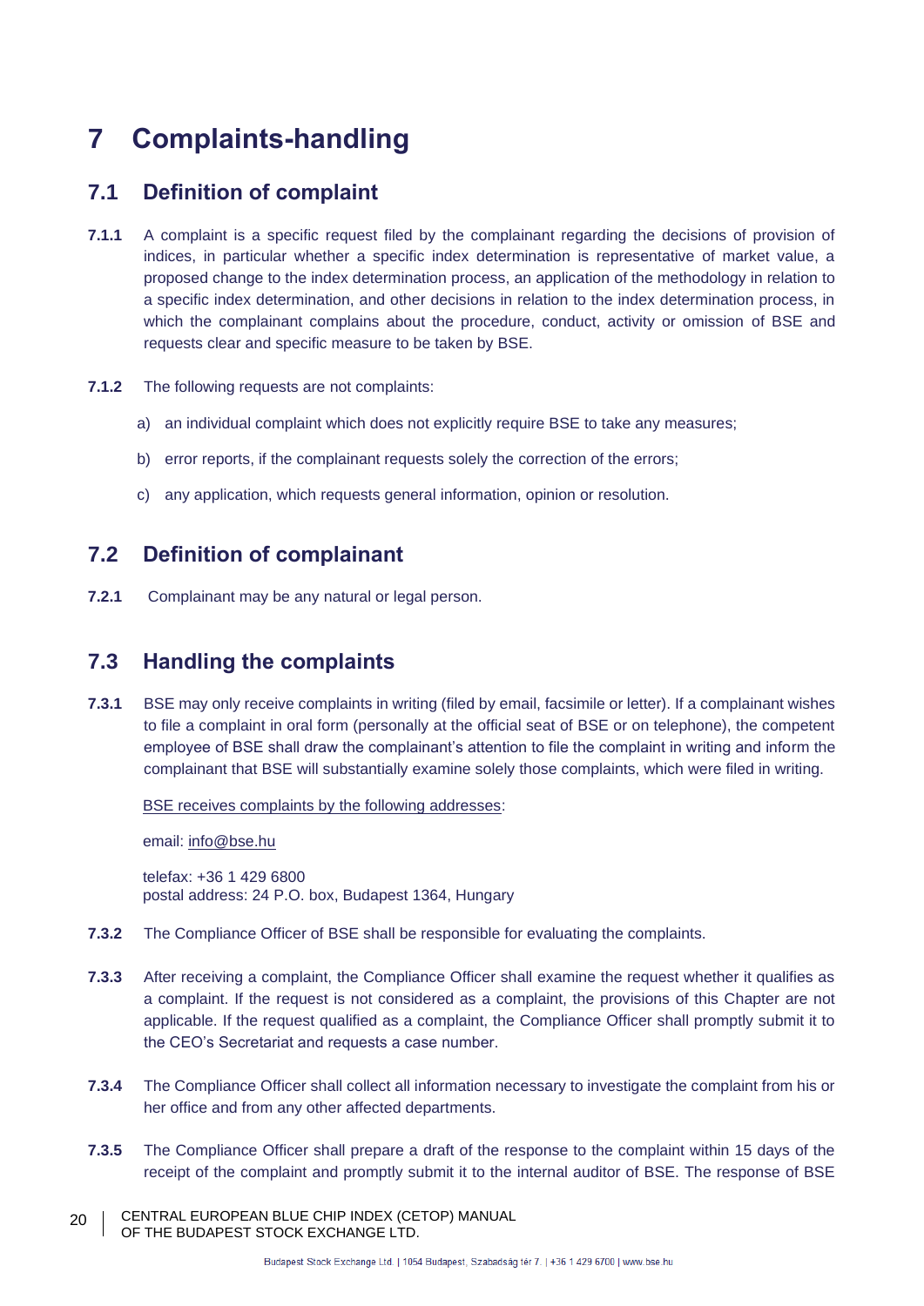# 7 Complaints-handling

## 7.1 Definition of complaint

**7.1.1** A complaint is a specific request filed by the complainant regarding the decisions of provision of indices, in particular whether a specific index determination is representative of market value, a proposed change to the index determination process, an application of the methodology in relation to a specific index determination, and other decisions in relation to the index determination process, in which the complainant complains about the procedure, conduct, activity or omission of BSE and requests clear and specific measure to be taken by BSE.

**7.1.2** The following requests are not complaints:

a) an individual complaint which does not explicitly require BSE to take any measures;

b) error reports, if the complainant requests solely the correction of the errors;

c) any application, which requests general information, opinion or resolution.

## 7.2 Definition of complainant

**7.2.1** Complainant may be any natural or legal person.

## 7.3 Handling the complaints

**7.3.1** BSE may only receive complaints in writing (filed by email, facsimile or letter). If a complainant wishes to file a complaint in oral form (personally at the official seat of BSE or on telephone), the competent employee of BSE shall draw the complainant's attention to file the complaint in writing and inform the complainant that BSE will substantially examine solely those complaints, which were filed in writing.

BSE receives complaints by the following addresses:

email: info@bse.hu

telefax: +36 1 429 6800
postal address: 24 P.O. box, Budapest 1364, Hungary

**7.3.2** The Compliance Officer of BSE shall be responsible for evaluating the complaints.

**7.3.3** After receiving a complaint, the Compliance Officer shall examine the request whether it qualifies as a complaint. If the request is not considered as a complaint, the provisions of this Chapter are not applicable. If the request qualified as a complaint, the Compliance Officer shall promptly submit it to the CEO's Secretariat and requests a case number.

**7.3.4** The Compliance Officer shall collect all information necessary to investigate the complaint from his or her office and from any other affected departments.

**7.3.5** The Compliance Officer shall prepare a draft of the response to the complaint within 15 days of the receipt of the complaint and promptly submit it to the internal auditor of BSE. The response of BSE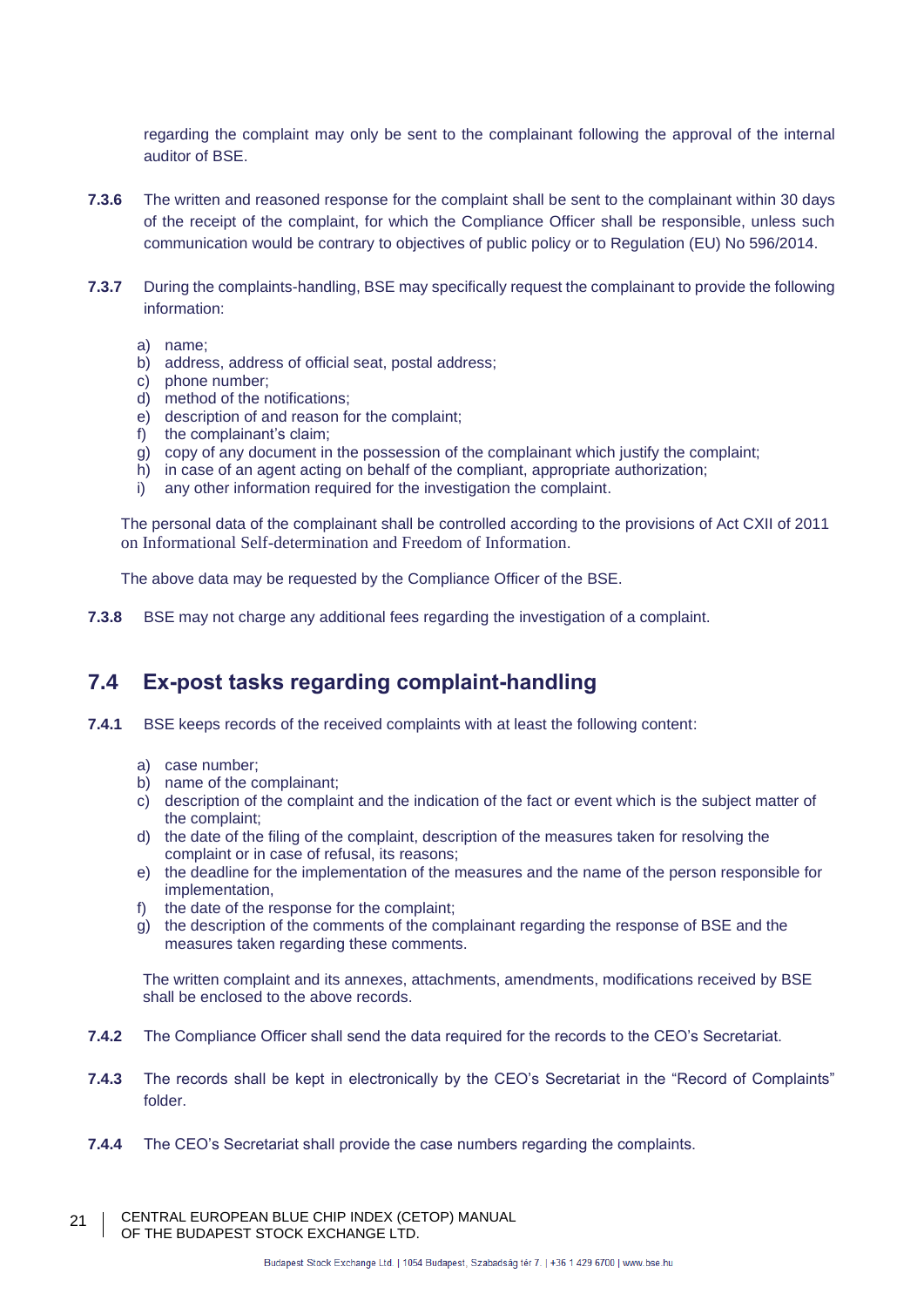regarding the complaint may only be sent to the complainant following the approval of the internal auditor of BSE.

**7.3.6** The written and reasoned response for the complaint shall be sent to the complainant within 30 days of the receipt of the complaint, for which the Compliance Officer shall be responsible, unless such communication would be contrary to objectives of public policy or to Regulation (EU) No 596/2014.

**7.3.7** During the complaints-handling, BSE may specifically request the complainant to provide the following information:

a) name;
b) address, address of official seat, postal address;
c) phone number;
d) method of the notifications;
e) description of and reason for the complaint;
f) the complainant's claim;
g) copy of any document in the possession of the complainant which justify the complaint;
h) in case of an agent acting on behalf of the compliant, appropriate authorization;
i) any other information required for the investigation the complaint.

The personal data of the complainant shall be controlled according to the provisions of Act CXII of 2011 on Informational Self-determination and Freedom of Information.

The above data may be requested by the Compliance Officer of the BSE.

**7.3.8** BSE may not charge any additional fees regarding the investigation of a complaint.

## 7.4 Ex-post tasks regarding complaint-handling

**7.4.1** BSE keeps records of the received complaints with at least the following content:

a) case number;
b) name of the complainant;
c) description of the complaint and the indication of the fact or event which is the subject matter of the complaint;
d) the date of the filing of the complaint, description of the measures taken for resolving the complaint or in case of refusal, its reasons;
e) the deadline for the implementation of the measures and the name of the person responsible for implementation,
f) the date of the response for the complaint;
g) the description of the comments of the complainant regarding the response of BSE and the measures taken regarding these comments.

The written complaint and its annexes, attachments, amendments, modifications received by BSE shall be enclosed to the above records.

**7.4.2** The Compliance Officer shall send the data required for the records to the CEO's Secretariat.

**7.4.3** The records shall be kept in electronically by the CEO's Secretariat in the "Record of Complaints" folder.

**7.4.4** The CEO's Secretariat shall provide the case numbers regarding the complaints.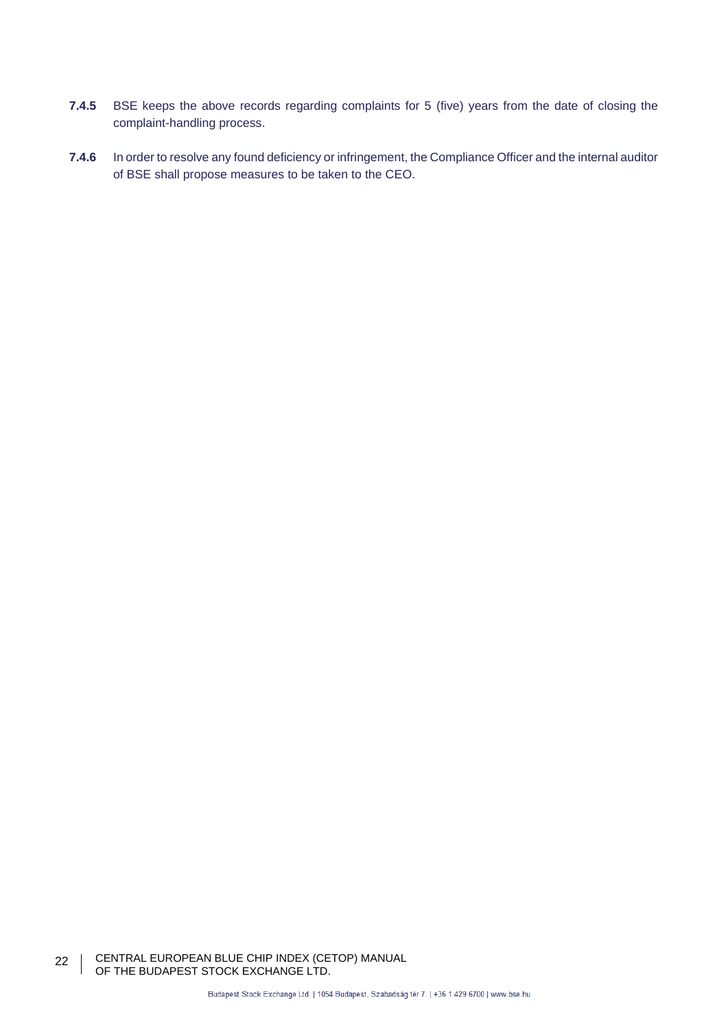**7.4.5** BSE keeps the above records regarding complaints for 5 (five) years from the date of closing the complaint-handling process.

**7.4.6** In order to resolve any found deficiency or infringement, the Compliance Officer and the internal auditor of BSE shall propose measures to be taken to the CEO.